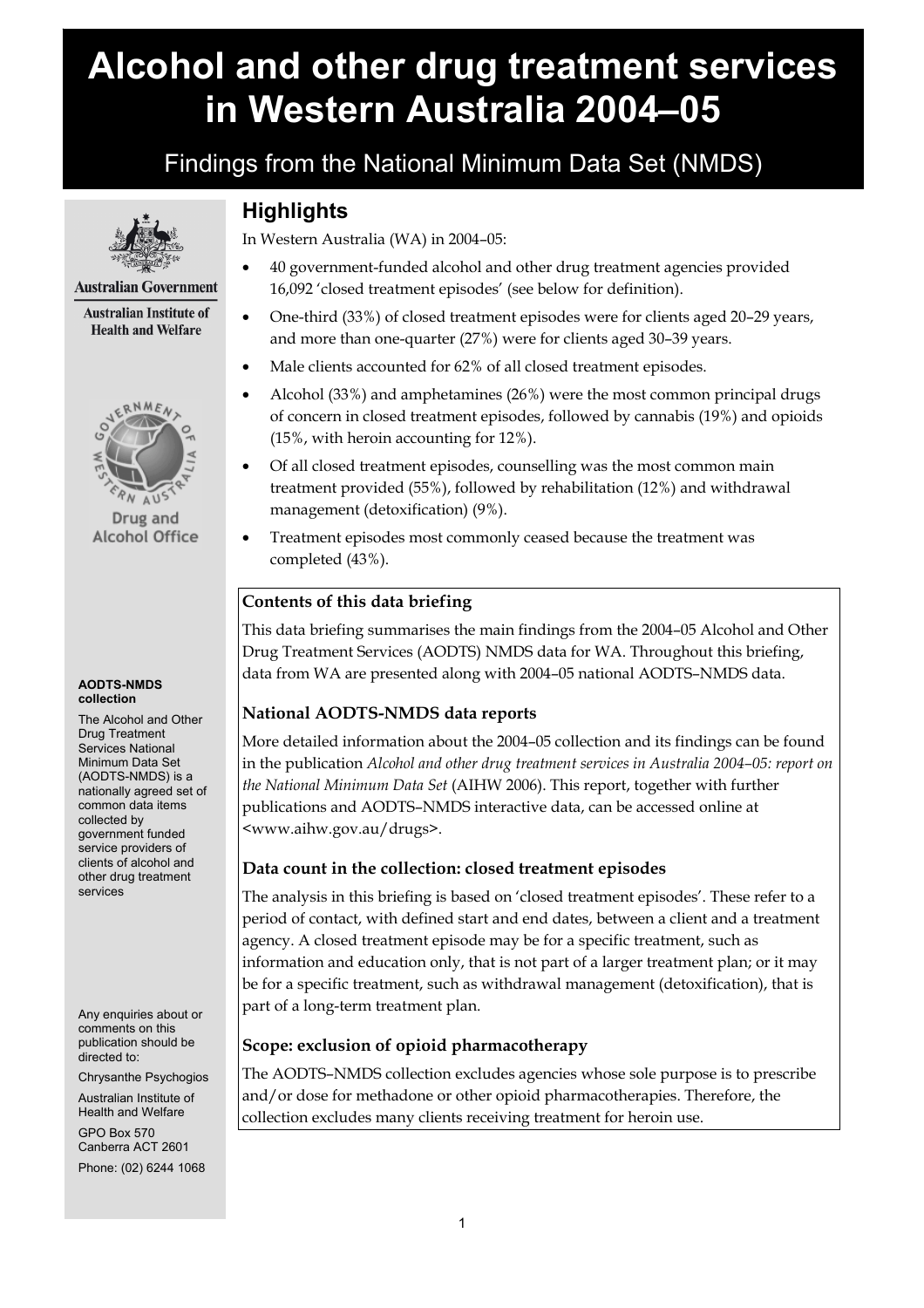# Alcohol and other drug treatment services in Western Australia 2004–05

Findings from the National Minimum Data Set (NMDS)

Australian Government

Australian Institute of Health and Welfare

Drug and Alcohol Office

## Highlights

In Western Australia (WA) in 2004–05:

- 40 government-funded alcohol and other drug treatment agencies provided 16,092 'closed treatment episodes' (see below for definition).
- One-third (33%) of closed treatment episodes were for clients aged 20–29 years, and more than one-quarter (27%) were for clients aged 30–39 years.
- Male clients accounted for 62% of all closed treatment episodes.
- Alcohol (33%) and amphetamines (26%) were the most common principal drugs of concern in closed treatment episodes, followed by cannabis (19%) and opioids (15%, with heroin accounting for 12%).
- Of all closed treatment episodes, counselling was the most common main treatment provided (55%), followed by rehabilitation (12%) and withdrawal management (detoxification) (9%).
- Treatment episodes most commonly ceased because the treatment was completed (43%).

### Contents of this data briefing

This data briefing summarises the main findings from the 2004–05 Alcohol and Other Drug Treatment Services (AODTS) NMDS data for WA. Throughout this briefing, data from WA are presented along with 2004–05 national AODTS–NMDS data.

### National AODTS-NMDS data reports

More detailed information about the 2004–05 collection and its findings can be found in the publication *Alcohol and other drug treatment services in Australia 2004–05: report on the National Minimum Data Set* (AIHW 2006). This report, together with further publications and AODTS–NMDS interactive data, can be accessed online at <www.aihw.gov.au/drugs>.

### Data count in the collection: closed treatment episodes

The analysis in this briefing is based on 'closed treatment episodes'. These refer to a period of contact, with defined start and end dates, between a client and a treatment agency. A closed treatment episode may be for a specific treatment, such as information and education only, that is not part of a larger treatment plan; or it may be for a specific treatment, such as withdrawal management (detoxification), that is part of a long-term treatment plan.

### Scope: exclusion of opioid pharmacotherapy

The AODTS–NMDS collection excludes agencies whose sole purpose is to prescribe and/or dose for methadone or other opioid pharmacotherapies. Therefore, the collection excludes many clients receiving treatment for heroin use.

**AODTS-NMDS collection**

The Alcohol and Other Drug Treatment Services National Minimum Data Set (AODTS-NMDS) is a nationally agreed set of common data items collected by government funded service providers of clients of alcohol and other drug treatment services

Any enquiries about or comments on this publication should be directed to:

Chrysanthe Psychogios

Australian Institute of Health and Welfare

GPO Box 570
Canberra ACT 2601

Phone: (02) 6244 1068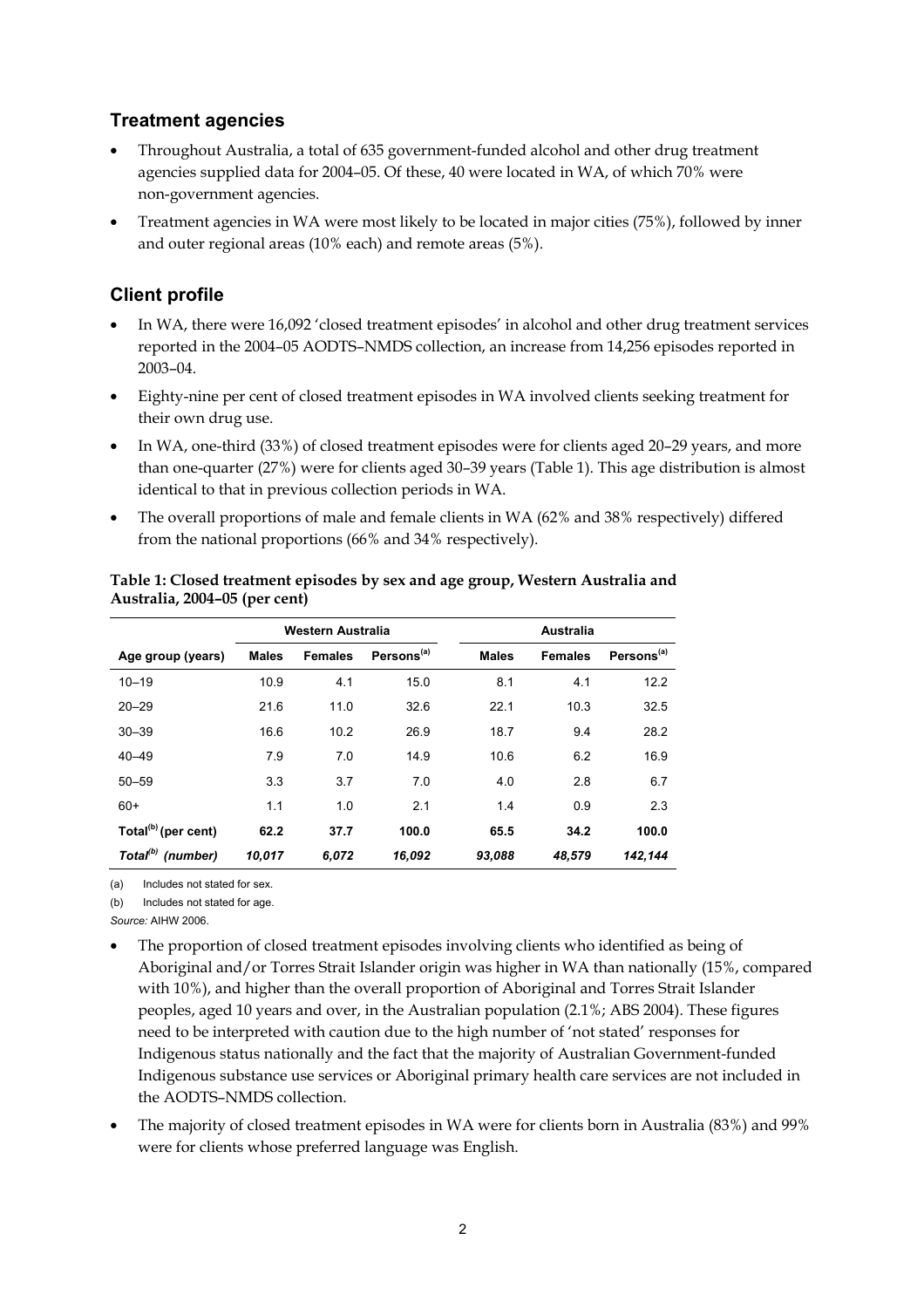## Treatment agencies

- Throughout Australia, a total of 635 government-funded alcohol and other drug treatment agencies supplied data for 2004–05. Of these, 40 were located in WA, of which 70% were non-government agencies.
- Treatment agencies in WA were most likely to be located in major cities (75%), followed by inner and outer regional areas (10% each) and remote areas (5%).

## Client profile

- In WA, there were 16,092 'closed treatment episodes' in alcohol and other drug treatment services reported in the 2004–05 AODTS–NMDS collection, an increase from 14,256 episodes reported in 2003–04.
- Eighty-nine per cent of closed treatment episodes in WA involved clients seeking treatment for their own drug use.
- In WA, one-third (33%) of closed treatment episodes were for clients aged 20–29 years, and more than one-quarter (27%) were for clients aged 30–39 years (Table 1). This age distribution is almost identical to that in previous collection periods in WA.
- The overall proportions of male and female clients in WA (62% and 38% respectively) differed from the national proportions (66% and 34% respectively).

**Table 1: Closed treatment episodes by sex and age group, Western Australia and Australia, 2004–05 (per cent)**

| | Western Australia | | | Australia | | |
|---|---|---|---|---|---|---|
| **Age group (years)** | **Males** | **Females** | **Persons[a]** | **Males** | **Females** | **Persons[a]** |
| 10–19 | 10.9 | 4.1 | 15.0 | 8.1 | 4.1 | 12.2 |
| 20–29 | 21.6 | 11.0 | 32.6 | 22.1 | 10.3 | 32.5 |
| 30–39 | 16.6 | 10.2 | 26.9 | 18.7 | 9.4 | 28.2 |
| 40–49 | 7.9 | 7.0 | 14.9 | 10.6 | 6.2 | 16.9 |
| 50–59 | 3.3 | 3.7 | 7.0 | 4.0 | 2.8 | 6.7 |
| 60+ | 1.1 | 1.0 | 2.1 | 1.4 | 0.9 | 2.3 |
| **Total[b] (per cent)** | **62.2** | **37.7** | **100.0** | **65.5** | **34.2** | **100.0** |
| ***Total[b] (number)*** | ***10,017*** | ***6,072*** | ***16,092*** | ***93,088*** | ***48,579*** | ***142,144*** |

(a) Includes not stated for sex.

(b) Includes not stated for age.

*Source:* AIHW 2006.

- The proportion of closed treatment episodes involving clients who identified as being of Aboriginal and/or Torres Strait Islander origin was higher in WA than nationally (15%, compared with 10%), and higher than the overall proportion of Aboriginal and Torres Strait Islander peoples, aged 10 years and over, in the Australian population (2.1%; ABS 2004). These figures need to be interpreted with caution due to the high number of 'not stated' responses for Indigenous status nationally and the fact that the majority of Australian Government-funded Indigenous substance use services or Aboriginal primary health care services are not included in the AODTS–NMDS collection.
- The majority of closed treatment episodes in WA were for clients born in Australia (83%) and 99% were for clients whose preferred language was English.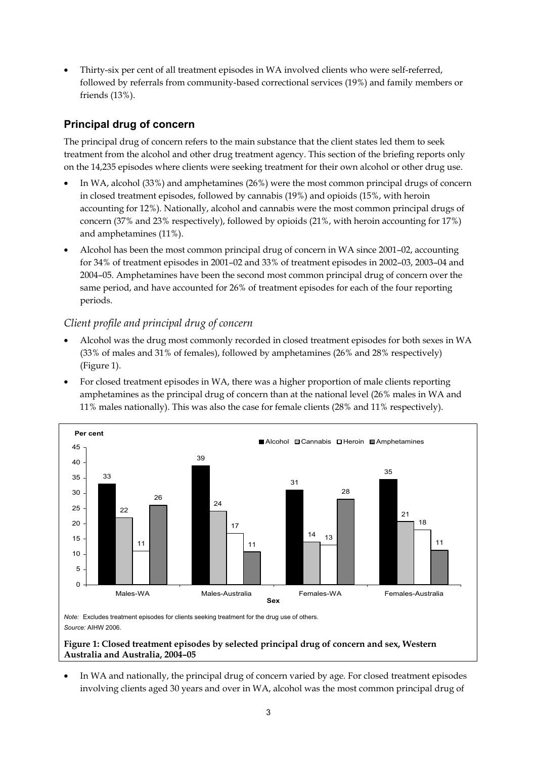- Thirty-six per cent of all treatment episodes in WA involved clients who were self-referred, followed by referrals from community-based correctional services (19%) and family members or friends (13%).

## Principal drug of concern

The principal drug of concern refers to the main substance that the client states led them to seek treatment from the alcohol and other drug treatment agency. This section of the briefing reports only on the 14,235 episodes where clients were seeking treatment for their own alcohol or other drug use.

- In WA, alcohol (33%) and amphetamines (26%) were the most common principal drugs of concern in closed treatment episodes, followed by cannabis (19%) and opioids (15%, with heroin accounting for 12%). Nationally, alcohol and cannabis were the most common principal drugs of concern (37% and 23% respectively), followed by opioids (21%, with heroin accounting for 17%) and amphetamines (11%).
- Alcohol has been the most common principal drug of concern in WA since 2001–02, accounting for 34% of treatment episodes in 2001–02 and 33% of treatment episodes in 2002–03, 2003–04 and 2004–05. Amphetamines have been the second most common principal drug of concern over the same period, and have accounted for 26% of treatment episodes for each of the four reporting periods.

### *Client profile and principal drug of concern*

- Alcohol was the drug most commonly recorded in closed treatment episodes for both sexes in WA (33% of males and 31% of females), followed by amphetamines (26% and 28% respectively) (Figure 1).
- For closed treatment episodes in WA, there was a higher proportion of male clients reporting amphetamines as the principal drug of concern than at the national level (26% males in WA and 11% males nationally). This was also the case for female clients (28% and 11% respectively).

| Sex (Per cent) | Alcohol | Cannabis | Heroin | Amphetamines |
|---|---|---|---|---|
| Males-WA | 33 | 22 | 11 | 26 |
| Males-Australia | 39 | 24 | 17 | 11 |
| Females-WA | 31 | 14 | 13 | 28 |
| Females-Australia | 35 | 21 | 18 | 11 |

*Note:* Excludes treatment episodes for clients seeking treatment for the drug use of others.
*Source:* AIHW 2006.

**Figure 1: Closed treatment episodes by selected principal drug of concern and sex, Western Australia and Australia, 2004–05**

- In WA and nationally, the principal drug of concern varied by age. For closed treatment episodes involving clients aged 30 years and over in WA, alcohol was the most common principal drug of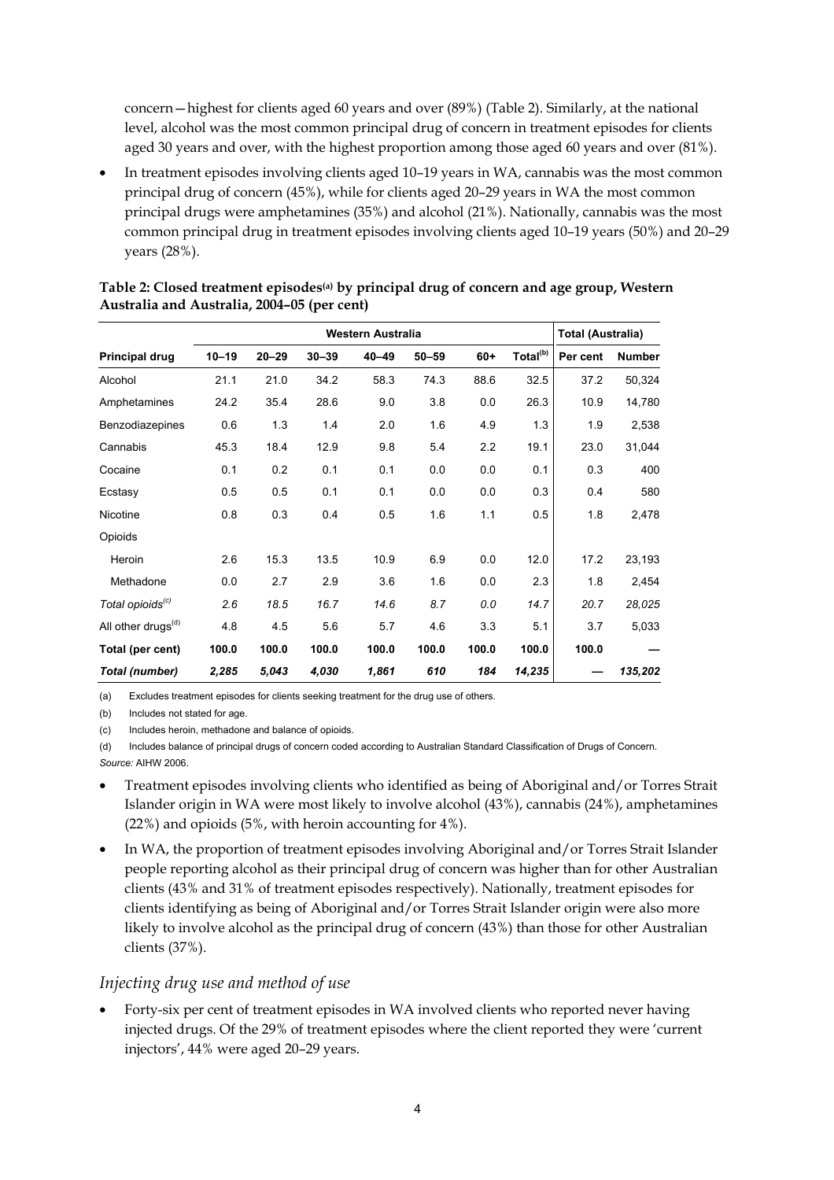concern—highest for clients aged 60 years and over (89%) (Table 2). Similarly, at the national level, alcohol was the most common principal drug of concern in treatment episodes for clients aged 30 years and over, with the highest proportion among those aged 60 years and over (81%).

- In treatment episodes involving clients aged 10–19 years in WA, cannabis was the most common principal drug of concern (45%), while for clients aged 20–29 years in WA the most common principal drugs were amphetamines (35%) and alcohol (21%). Nationally, cannabis was the most common principal drug in treatment episodes involving clients aged 10–19 years (50%) and 20–29 years (28%).

**Table 2: Closed treatment episodes[(a)] by principal drug of concern and age group, Western Australia and Australia, 2004–05 (per cent)**

| | Western Australia | | | | | | | Total (Australia) | |
|---|---|---|---|---|---|---|---|---|---|
| **Principal drug** | **10–19** | **20–29** | **30–39** | **40–49** | **50–59** | **60+** | **Total[(b)]** | **Per cent** | **Number** |
| Alcohol | 21.1 | 21.0 | 34.2 | 58.3 | 74.3 | 88.6 | 32.5 | 37.2 | 50,324 |
| Amphetamines | 24.2 | 35.4 | 28.6 | 9.0 | 3.8 | 0.0 | 26.3 | 10.9 | 14,780 |
| Benzodiazepines | 0.6 | 1.3 | 1.4 | 2.0 | 1.6 | 4.9 | 1.3 | 1.9 | 2,538 |
| Cannabis | 45.3 | 18.4 | 12.9 | 9.8 | 5.4 | 2.2 | 19.1 | 23.0 | 31,044 |
| Cocaine | 0.1 | 0.2 | 0.1 | 0.1 | 0.0 | 0.0 | 0.1 | 0.3 | 400 |
| Ecstasy | 0.5 | 0.5 | 0.1 | 0.1 | 0.0 | 0.0 | 0.3 | 0.4 | 580 |
| Nicotine | 0.8 | 0.3 | 0.4 | 0.5 | 1.6 | 1.1 | 0.5 | 1.8 | 2,478 |
| Opioids | | | | | | | | | |
| Heroin | 2.6 | 15.3 | 13.5 | 10.9 | 6.9 | 0.0 | 12.0 | 17.2 | 23,193 |
| Methadone | 0.0 | 2.7 | 2.9 | 3.6 | 1.6 | 0.0 | 2.3 | 1.8 | 2,454 |
| *Total opioids[(c)]* | *2.6* | *18.5* | *16.7* | *14.6* | *8.7* | *0.0* | *14.7* | *20.7* | *28,025* |
| All other drugs[(d)] | 4.8 | 4.5 | 5.6 | 5.7 | 4.6 | 3.3 | 5.1 | 3.7 | 5,033 |
| **Total (per cent)** | **100.0** | **100.0** | **100.0** | **100.0** | **100.0** | **100.0** | **100.0** | **100.0** | **—** |
| ***Total (number)*** | ***2,285*** | ***5,043*** | ***4,030*** | ***1,861*** | ***610*** | ***184*** | ***14,235*** | ***—*** | ***135,202*** |

(a) Excludes treatment episodes for clients seeking treatment for the drug use of others.

(b) Includes not stated for age.

(c) Includes heroin, methadone and balance of opioids.

(d) Includes balance of principal drugs of concern coded according to Australian Standard Classification of Drugs of Concern.

*Source:* AIHW 2006.

- Treatment episodes involving clients who identified as being of Aboriginal and/or Torres Strait Islander origin in WA were most likely to involve alcohol (43%), cannabis (24%), amphetamines (22%) and opioids (5%, with heroin accounting for 4%).
- In WA, the proportion of treatment episodes involving Aboriginal and/or Torres Strait Islander people reporting alcohol as their principal drug of concern was higher than for other Australian clients (43% and 31% of treatment episodes respectively). Nationally, treatment episodes for clients identifying as being of Aboriginal and/or Torres Strait Islander origin were also more likely to involve alcohol as the principal drug of concern (43%) than those for other Australian clients (37%).

### *Injecting drug use and method of use*

- Forty-six per cent of treatment episodes in WA involved clients who reported never having injected drugs. Of the 29% of treatment episodes where the client reported they were 'current injectors', 44% were aged 20–29 years.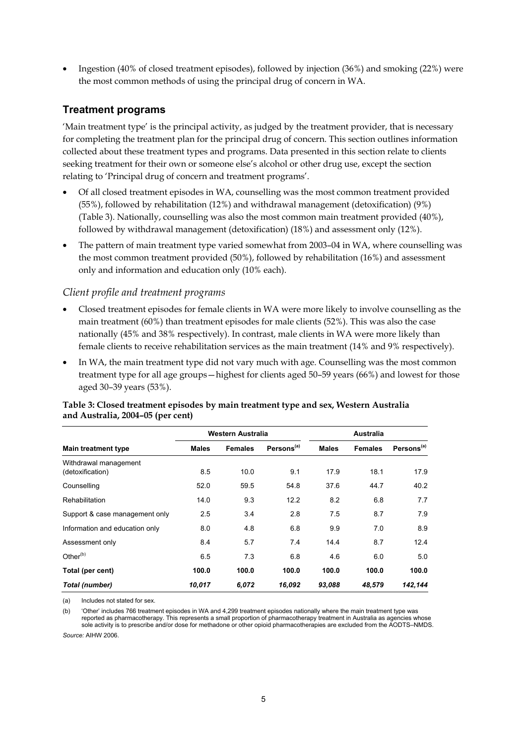- Ingestion (40% of closed treatment episodes), followed by injection (36%) and smoking (22%) were the most common methods of using the principal drug of concern in WA.

## Treatment programs

'Main treatment type' is the principal activity, as judged by the treatment provider, that is necessary for completing the treatment plan for the principal drug of concern. This section outlines information collected about these treatment types and programs. Data presented in this section relate to clients seeking treatment for their own or someone else's alcohol or other drug use, except the section relating to 'Principal drug of concern and treatment programs'.

- Of all closed treatment episodes in WA, counselling was the most common treatment provided (55%), followed by rehabilitation (12%) and withdrawal management (detoxification) (9%) (Table 3). Nationally, counselling was also the most common main treatment provided (40%), followed by withdrawal management (detoxification) (18%) and assessment only (12%).
- The pattern of main treatment type varied somewhat from 2003–04 in WA, where counselling was the most common treatment provided (50%), followed by rehabilitation (16%) and assessment only and information and education only (10% each).

### *Client profile and treatment programs*

- Closed treatment episodes for female clients in WA were more likely to involve counselling as the main treatment (60%) than treatment episodes for male clients (52%). This was also the case nationally (45% and 38% respectively). In contrast, male clients in WA were more likely than female clients to receive rehabilitation services as the main treatment (14% and 9% respectively).
- In WA, the main treatment type did not vary much with age. Counselling was the most common treatment type for all age groups—highest for clients aged 50–59 years (66%) and lowest for those aged 30–39 years (53%).

**Table 3: Closed treatment episodes by main treatment type and sex, Western Australia and Australia, 2004–05 (per cent)**

| | Western Australia | | | Australia | | |
|---|---|---|---|---|---|---|
| **Main treatment type** | **Males** | **Females** | **Persons[(a)]** | **Males** | **Females** | **Persons[(a)]** |
| Withdrawal management (detoxification) | 8.5 | 10.0 | 9.1 | 17.9 | 18.1 | 17.9 |
| Counselling | 52.0 | 59.5 | 54.8 | 37.6 | 44.7 | 40.2 |
| Rehabilitation | 14.0 | 9.3 | 12.2 | 8.2 | 6.8 | 7.7 |
| Support & case management only | 2.5 | 3.4 | 2.8 | 7.5 | 8.7 | 7.9 |
| Information and education only | 8.0 | 4.8 | 6.8 | 9.9 | 7.0 | 8.9 |
| Assessment only | 8.4 | 5.7 | 7.4 | 14.4 | 8.7 | 12.4 |
| Other[(b)] | 6.5 | 7.3 | 6.8 | 4.6 | 6.0 | 5.0 |
| **Total (per cent)** | **100.0** | **100.0** | **100.0** | **100.0** | **100.0** | **100.0** |
| ***Total (number)*** | ***10,017*** | ***6,072*** | ***16,092*** | ***93,088*** | ***48,579*** | ***142,144*** |

(a) Includes not stated for sex.

(b) 'Other' includes 766 treatment episodes in WA and 4,299 treatment episodes nationally where the main treatment type was reported as pharmacotherapy. This represents a small proportion of pharmacotherapy treatment in Australia as agencies whose sole activity is to prescribe and/or dose for methadone or other opioid pharmacotherapies are excluded from the AODTS–NMDS.

*Source:* AIHW 2006.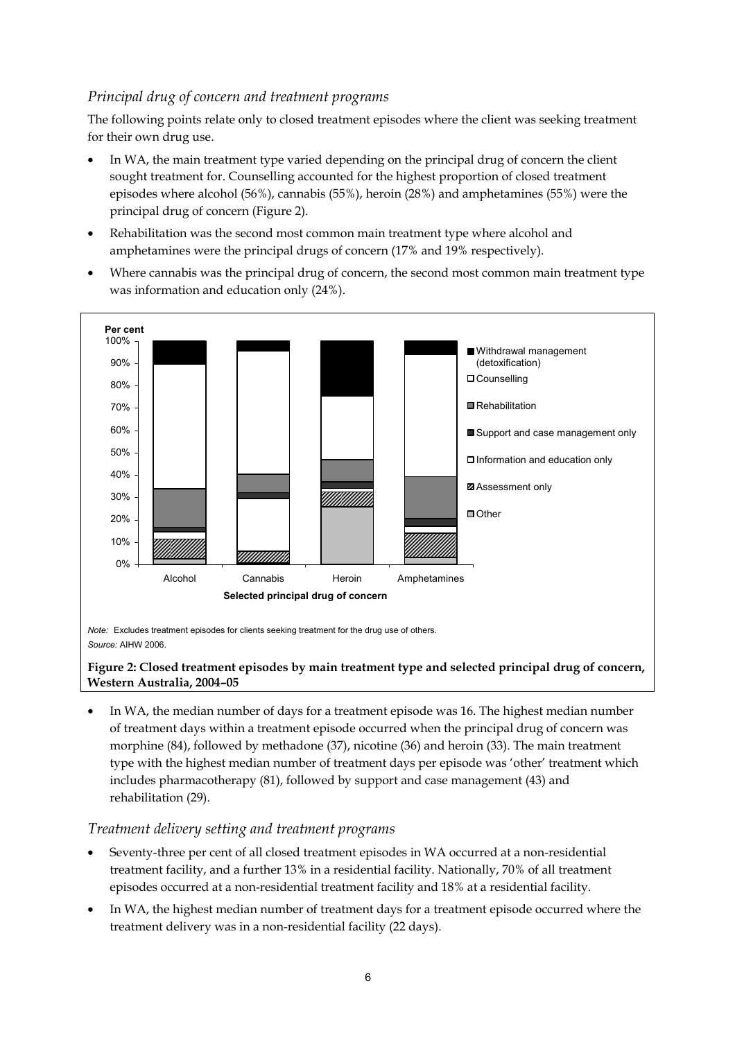### *Principal drug of concern and treatment programs*

The following points relate only to closed treatment episodes where the client was seeking treatment for their own drug use.

- In WA, the main treatment type varied depending on the principal drug of concern the client sought treatment for. Counselling accounted for the highest proportion of closed treatment episodes where alcohol (56%), cannabis (55%), heroin (28%) and amphetamines (55%) were the principal drug of concern (Figure 2).
- Rehabilitation was the second most common main treatment type where alcohol and amphetamines were the principal drugs of concern (17% and 19% respectively).
- Where cannabis was the principal drug of concern, the second most common main treatment type was information and education only (24%).

*Note:* Excludes treatment episodes for clients seeking treatment for the drug use of others.
*Source:* AIHW 2006.

**Figure 2: Closed treatment episodes by main treatment type and selected principal drug of concern, Western Australia, 2004–05**

- In WA, the median number of days for a treatment episode was 16. The highest median number of treatment days within a treatment episode occurred when the principal drug of concern was morphine (84), followed by methadone (37), nicotine (36) and heroin (33). The main treatment type with the highest median number of treatment days per episode was 'other' treatment which includes pharmacotherapy (81), followed by support and case management (43) and rehabilitation (29).

### *Treatment delivery setting and treatment programs*

- Seventy-three per cent of all closed treatment episodes in WA occurred at a non-residential treatment facility, and a further 13% in a residential facility. Nationally, 70% of all treatment episodes occurred at a non-residential treatment facility and 18% at a residential facility.
- In WA, the highest median number of treatment days for a treatment episode occurred where the treatment delivery was in a non-residential facility (22 days).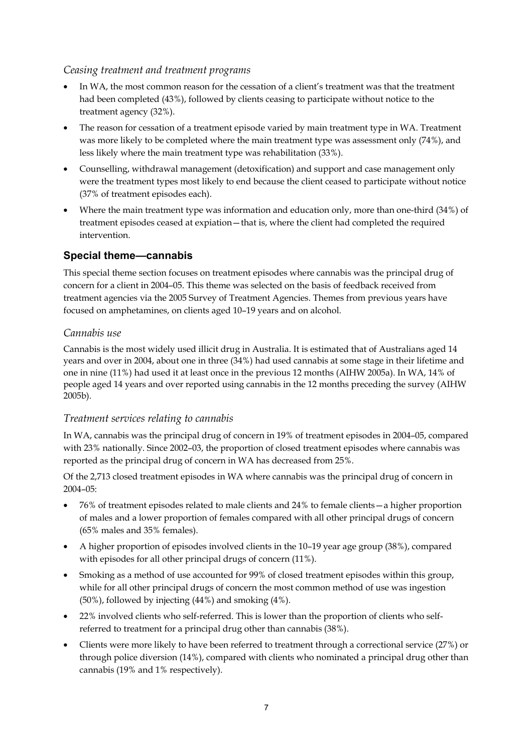### *Ceasing treatment and treatment programs*

- In WA, the most common reason for the cessation of a client's treatment was that the treatment had been completed (43%), followed by clients ceasing to participate without notice to the treatment agency (32%).
- The reason for cessation of a treatment episode varied by main treatment type in WA. Treatment was more likely to be completed where the main treatment type was assessment only (74%), and less likely where the main treatment type was rehabilitation (33%).
- Counselling, withdrawal management (detoxification) and support and case management only were the treatment types most likely to end because the client ceased to participate without notice (37% of treatment episodes each).
- Where the main treatment type was information and education only, more than one-third (34%) of treatment episodes ceased at expiation—that is, where the client had completed the required intervention.

## Special theme—cannabis

This special theme section focuses on treatment episodes where cannabis was the principal drug of concern for a client in 2004–05. This theme was selected on the basis of feedback received from treatment agencies via the 2005 Survey of Treatment Agencies. Themes from previous years have focused on amphetamines, on clients aged 10–19 years and on alcohol.

### *Cannabis use*

Cannabis is the most widely used illicit drug in Australia. It is estimated that of Australians aged 14 years and over in 2004, about one in three (34%) had used cannabis at some stage in their lifetime and one in nine (11%) had used it at least once in the previous 12 months (AIHW 2005a). In WA, 14% of people aged 14 years and over reported using cannabis in the 12 months preceding the survey (AIHW 2005b).

### *Treatment services relating to cannabis*

In WA, cannabis was the principal drug of concern in 19% of treatment episodes in 2004–05, compared with 23% nationally. Since 2002–03, the proportion of closed treatment episodes where cannabis was reported as the principal drug of concern in WA has decreased from 25%.

Of the 2,713 closed treatment episodes in WA where cannabis was the principal drug of concern in 2004–05:

- 76% of treatment episodes related to male clients and 24% to female clients—a higher proportion of males and a lower proportion of females compared with all other principal drugs of concern (65% males and 35% females).
- A higher proportion of episodes involved clients in the 10–19 year age group (38%), compared with episodes for all other principal drugs of concern (11%).
- Smoking as a method of use accounted for 99% of closed treatment episodes within this group, while for all other principal drugs of concern the most common method of use was ingestion (50%), followed by injecting (44%) and smoking (4%).
- 22% involved clients who self-referred. This is lower than the proportion of clients who self-referred to treatment for a principal drug other than cannabis (38%).
- Clients were more likely to have been referred to treatment through a correctional service (27%) or through police diversion (14%), compared with clients who nominated a principal drug other than cannabis (19% and 1% respectively).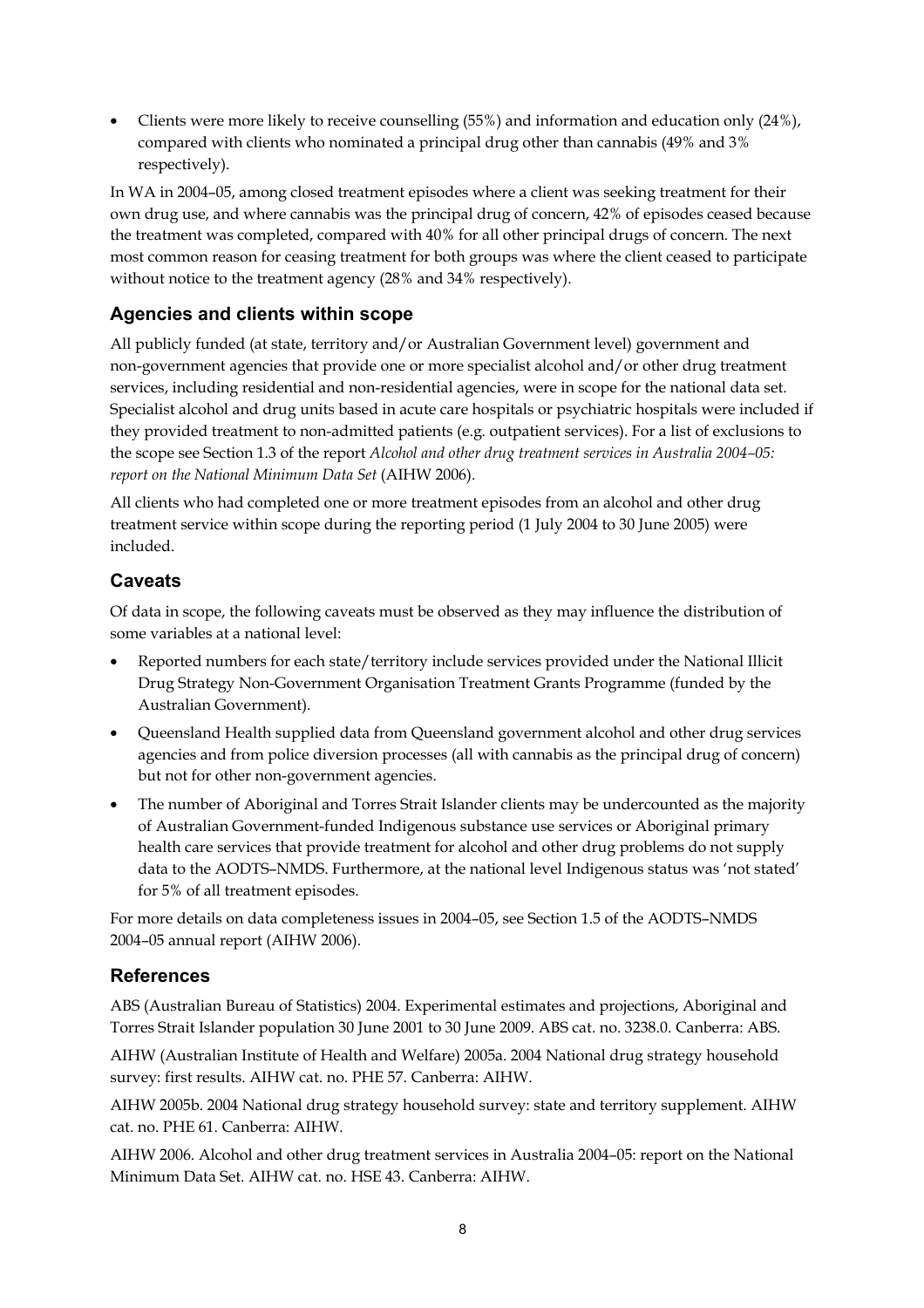- Clients were more likely to receive counselling (55%) and information and education only (24%), compared with clients who nominated a principal drug other than cannabis (49% and 3% respectively).

In WA in 2004–05, among closed treatment episodes where a client was seeking treatment for their own drug use, and where cannabis was the principal drug of concern, 42% of episodes ceased because the treatment was completed, compared with 40% for all other principal drugs of concern. The next most common reason for ceasing treatment for both groups was where the client ceased to participate without notice to the treatment agency (28% and 34% respectively).

## Agencies and clients within scope

All publicly funded (at state, territory and/or Australian Government level) government and non-government agencies that provide one or more specialist alcohol and/or other drug treatment services, including residential and non-residential agencies, were in scope for the national data set. Specialist alcohol and drug units based in acute care hospitals or psychiatric hospitals were included if they provided treatment to non-admitted patients (e.g. outpatient services). For a list of exclusions to the scope see Section 1.3 of the report *Alcohol and other drug treatment services in Australia 2004–05: report on the National Minimum Data Set* (AIHW 2006).

All clients who had completed one or more treatment episodes from an alcohol and other drug treatment service within scope during the reporting period (1 July 2004 to 30 June 2005) were included.

## Caveats

Of data in scope, the following caveats must be observed as they may influence the distribution of some variables at a national level:

- Reported numbers for each state/territory include services provided under the National Illicit Drug Strategy Non-Government Organisation Treatment Grants Programme (funded by the Australian Government).
- Queensland Health supplied data from Queensland government alcohol and other drug services agencies and from police diversion processes (all with cannabis as the principal drug of concern) but not for other non-government agencies.
- The number of Aboriginal and Torres Strait Islander clients may be undercounted as the majority of Australian Government-funded Indigenous substance use services or Aboriginal primary health care services that provide treatment for alcohol and other drug problems do not supply data to the AODTS–NMDS. Furthermore, at the national level Indigenous status was 'not stated' for 5% of all treatment episodes.

For more details on data completeness issues in 2004–05, see Section 1.5 of the AODTS–NMDS 2004–05 annual report (AIHW 2006).

## References

ABS (Australian Bureau of Statistics) 2004. Experimental estimates and projections, Aboriginal and Torres Strait Islander population 30 June 2001 to 30 June 2009. ABS cat. no. 3238.0. Canberra: ABS.

AIHW (Australian Institute of Health and Welfare) 2005a. 2004 National drug strategy household survey: first results. AIHW cat. no. PHE 57. Canberra: AIHW.

AIHW 2005b. 2004 National drug strategy household survey: state and territory supplement. AIHW cat. no. PHE 61. Canberra: AIHW.

AIHW 2006. Alcohol and other drug treatment services in Australia 2004–05: report on the National Minimum Data Set. AIHW cat. no. HSE 43. Canberra: AIHW.